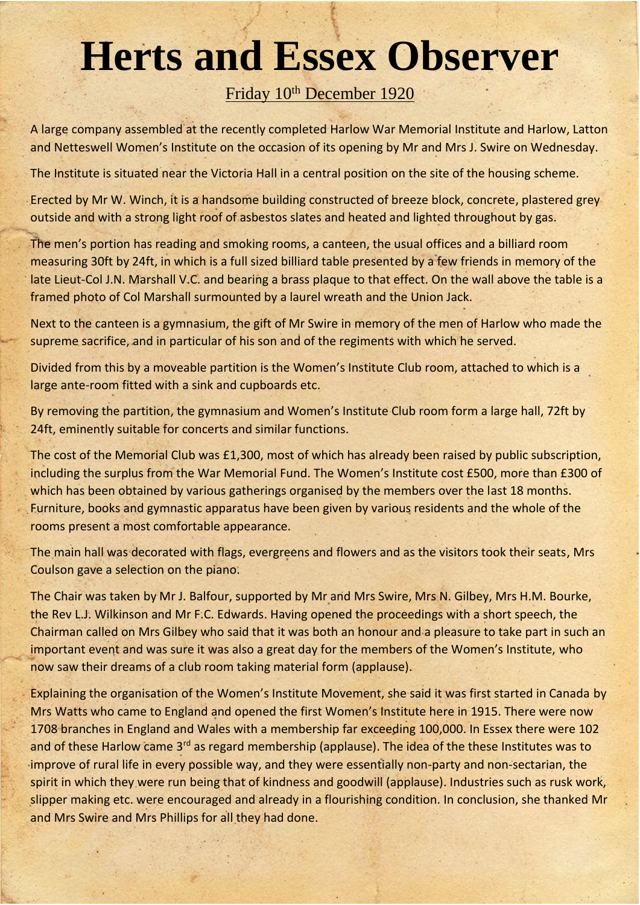# Herts and Essex Observer

Friday 10th December 1920

A large company assembled at the recently completed Harlow War Memorial Institute and Harlow, Latton and Netteswell Women's Institute on the occasion of its opening by Mr and Mrs J. Swire on Wednesday.

The Institute is situated near the Victoria Hall in a central position on the site of the housing scheme.

Erected by Mr W. Winch, it is a handsome building constructed of breeze block, concrete, plastered grey outside and with a strong light roof of asbestos slates and heated and lighted throughout by gas.

The men's portion has reading and smoking rooms, a canteen, the usual offices and a billiard room measuring 30ft by 24ft, in which is a full sized billiard table presented by a few friends in memory of the late Lieut-Col J.N. Marshall V.C. and bearing a brass plaque to that effect. On the wall above the table is a framed photo of Col Marshall surmounted by a laurel wreath and the Union Jack.

Next to the canteen is a gymnasium, the gift of Mr Swire in memory of the men of Harlow who made the supreme sacrifice, and in particular of his son and of the regiments with which he served.

Divided from this by a moveable partition is the Women's Institute Club room, attached to which is a large ante-room fitted with a sink and cupboards etc.

By removing the partition, the gymnasium and Women's Institute Club room form a large hall, 72ft by 24ft, eminently suitable for concerts and similar functions.

The cost of the Memorial Club was £1,300, most of which has already been raised by public subscription, including the surplus from the War Memorial Fund. The Women's Institute cost £500, more than £300 of which has been obtained by various gatherings organised by the members over the last 18 months. Furniture, books and gymnastic apparatus have been given by various residents and the whole of the rooms present a most comfortable appearance.

The main hall was decorated with flags, evergreens and flowers and as the visitors took their seats, Mrs Coulson gave a selection on the piano.

The Chair was taken by Mr J. Balfour, supported by Mr and Mrs Swire, Mrs N. Gilbey, Mrs H.M. Bourke, the Rev L.J. Wilkinson and Mr F.C. Edwards. Having opened the proceedings with a short speech, the Chairman called on Mrs Gilbey who said that it was both an honour and a pleasure to take part in such an important event and was sure it was also a great day for the members of the Women's Institute, who now saw their dreams of a club room taking material form (applause).

Explaining the organisation of the Women's Institute Movement, she said it was first started in Canada by Mrs Watts who came to England and opened the first Women's Institute here in 1915. There were now 1708 branches in England and Wales with a membership far exceeding 100,000. In Essex there were 102 and of these Harlow came 3rd as regard membership (applause). The idea of the these Institutes was to improve of rural life in every possible way, and they were essentially non-party and non-sectarian, the spirit in which they were run being that of kindness and goodwill (applause). Industries such as rusk work, slipper making etc. were encouraged and already in a flourishing condition. In conclusion, she thanked Mr and Mrs Swire and Mrs Phillips for all they had done.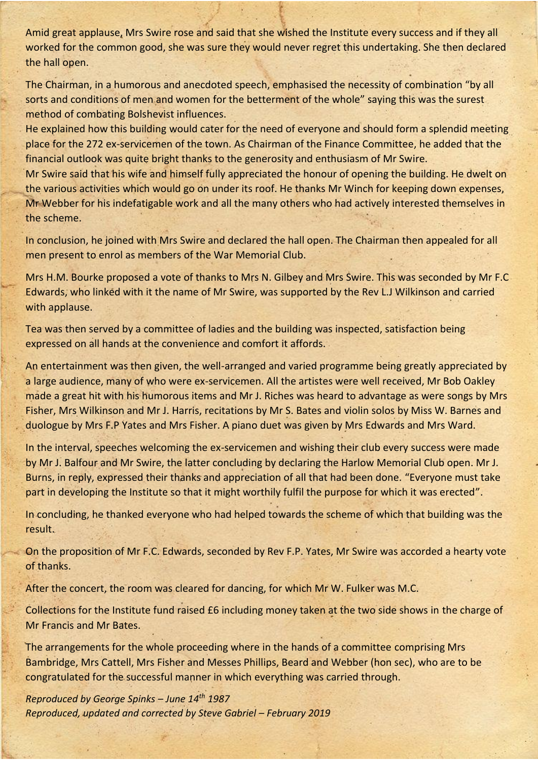Amid great applause, Mrs Swire rose and said that she wished the Institute every success and if they all worked for the common good, she was sure they would never regret this undertaking. She then declared the hall open.

The Chairman, in a humorous and anecdoted speech, emphasised the necessity of combination "by all sorts and conditions of men and women for the betterment of the whole" saying this was the surest method of combating Bolshevist influences.
He explained how this building would cater for the need of everyone and should form a splendid meeting place for the 272 ex-servicemen of the town. As Chairman of the Finance Committee, he added that the financial outlook was quite bright thanks to the generosity and enthusiasm of Mr Swire.
Mr Swire said that his wife and himself fully appreciated the honour of opening the building. He dwelt on the various activities which would go on under its roof. He thanks Mr Winch for keeping down expenses, Mr Webber for his indefatigable work and all the many others who had actively interested themselves in the scheme.

In conclusion, he joined with Mrs Swire and declared the hall open. The Chairman then appealed for all men present to enrol as members of the War Memorial Club.

Mrs H.M. Bourke proposed a vote of thanks to Mrs N. Gilbey and Mrs Swire. This was seconded by Mr F.C Edwards, who linked with it the name of Mr Swire, was supported by the Rev L.J Wilkinson and carried with applause.

Tea was then served by a committee of ladies and the building was inspected, satisfaction being expressed on all hands at the convenience and comfort it affords.

An entertainment was then given, the well-arranged and varied programme being greatly appreciated by a large audience, many of who were ex-servicemen. All the artistes were well received, Mr Bob Oakley made a great hit with his humorous items and Mr J. Riches was heard to advantage as were songs by Mrs Fisher, Mrs Wilkinson and Mr J. Harris, recitations by Mr S. Bates and violin solos by Miss W. Barnes and duologue by Mrs F.P Yates and Mrs Fisher. A piano duet was given by Mrs Edwards and Mrs Ward.

In the interval, speeches welcoming the ex-servicemen and wishing their club every success were made by Mr J. Balfour and Mr Swire, the latter concluding by declaring the Harlow Memorial Club open. Mr J. Burns, in reply, expressed their thanks and appreciation of all that had been done. "Everyone must take part in developing the Institute so that it might worthily fulfil the purpose for which it was erected".

In concluding, he thanked everyone who had helped towards the scheme of which that building was the result.

On the proposition of Mr F.C. Edwards, seconded by Rev F.P. Yates, Mr Swire was accorded a hearty vote of thanks.

After the concert, the room was cleared for dancing, for which Mr W. Fulker was M.C.

Collections for the Institute fund raised £6 including money taken at the two side shows in the charge of Mr Francis and Mr Bates.

The arrangements for the whole proceeding where in the hands of a committee comprising Mrs Bambridge, Mrs Cattell, Mrs Fisher and Messes Phillips, Beard and Webber (hon sec), who are to be congratulated for the successful manner in which everything was carried through.

*Reproduced by George Spinks – June 14th 1987*
*Reproduced, updated and corrected by Steve Gabriel – February 2019*